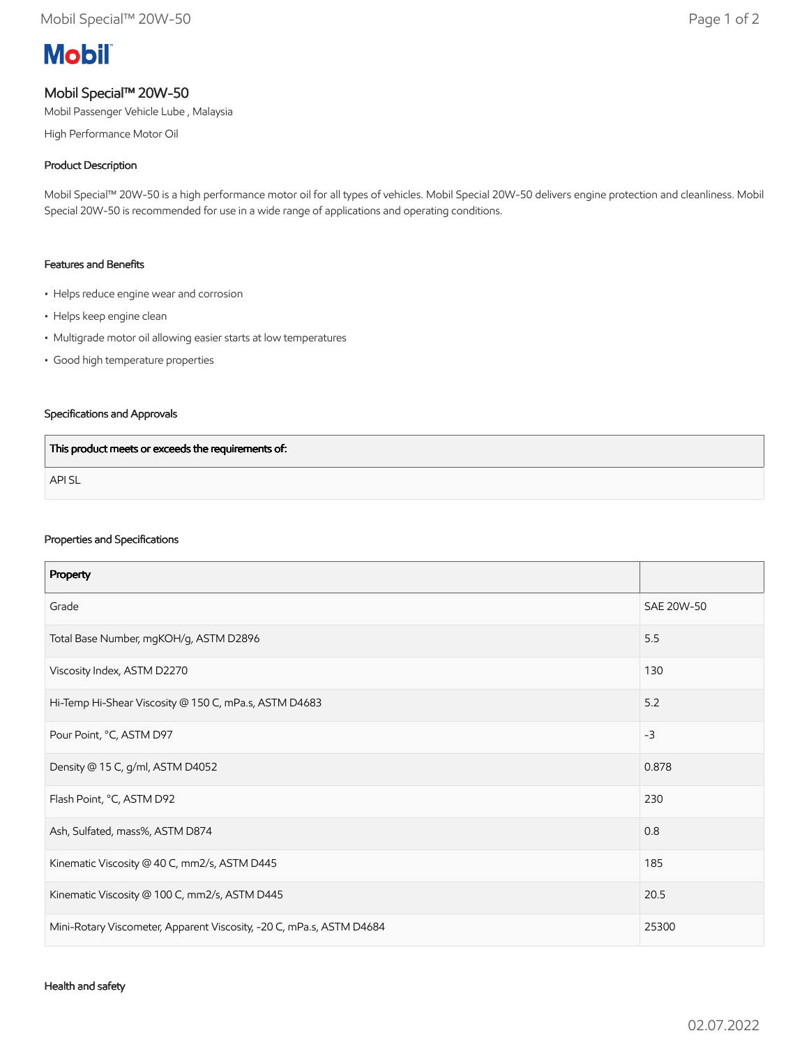# Mobil

## Mobil Special™ 20W-50

Mobil Passenger Vehicle Lube , Malaysia

High Performance Motor Oil

### Product Description

Mobil Special™ 20W-50 is a high performance motor oil for all types of vehicles. Mobil Special 20W-50 delivers engine protection and cleanliness. Mobil Special 20W-50 is recommended for use in a wide range of applications and operating conditions.

### Features and Benefits

- Helps reduce engine wear and corrosion
- Helps keep engine clean
- Multigrade motor oil allowing easier starts at low temperatures
- Good high temperature properties

### Specifications and Approvals

| This product meets or exceeds the requirements of: |
|---|
| API SL |

### Properties and Specifications

| Property | |
|---|---|
| Grade | SAE 20W-50 |
| Total Base Number, mgKOH/g, ASTM D2896 | 5.5 |
| Viscosity Index, ASTM D2270 | 130 |
| Hi-Temp Hi-Shear Viscosity @ 150 C, mPa.s, ASTM D4683 | 5.2 |
| Pour Point, °C, ASTM D97 | -3 |
| Density @ 15 C, g/ml, ASTM D4052 | 0.878 |
| Flash Point, °C, ASTM D92 | 230 |
| Ash, Sulfated, mass%, ASTM D874 | 0.8 |
| Kinematic Viscosity @ 40 C, mm2/s, ASTM D445 | 185 |
| Kinematic Viscosity @ 100 C, mm2/s, ASTM D445 | 20.5 |
| Mini-Rotary Viscometer, Apparent Viscosity, -20 C, mPa.s, ASTM D4684 | 25300 |

### Health and safety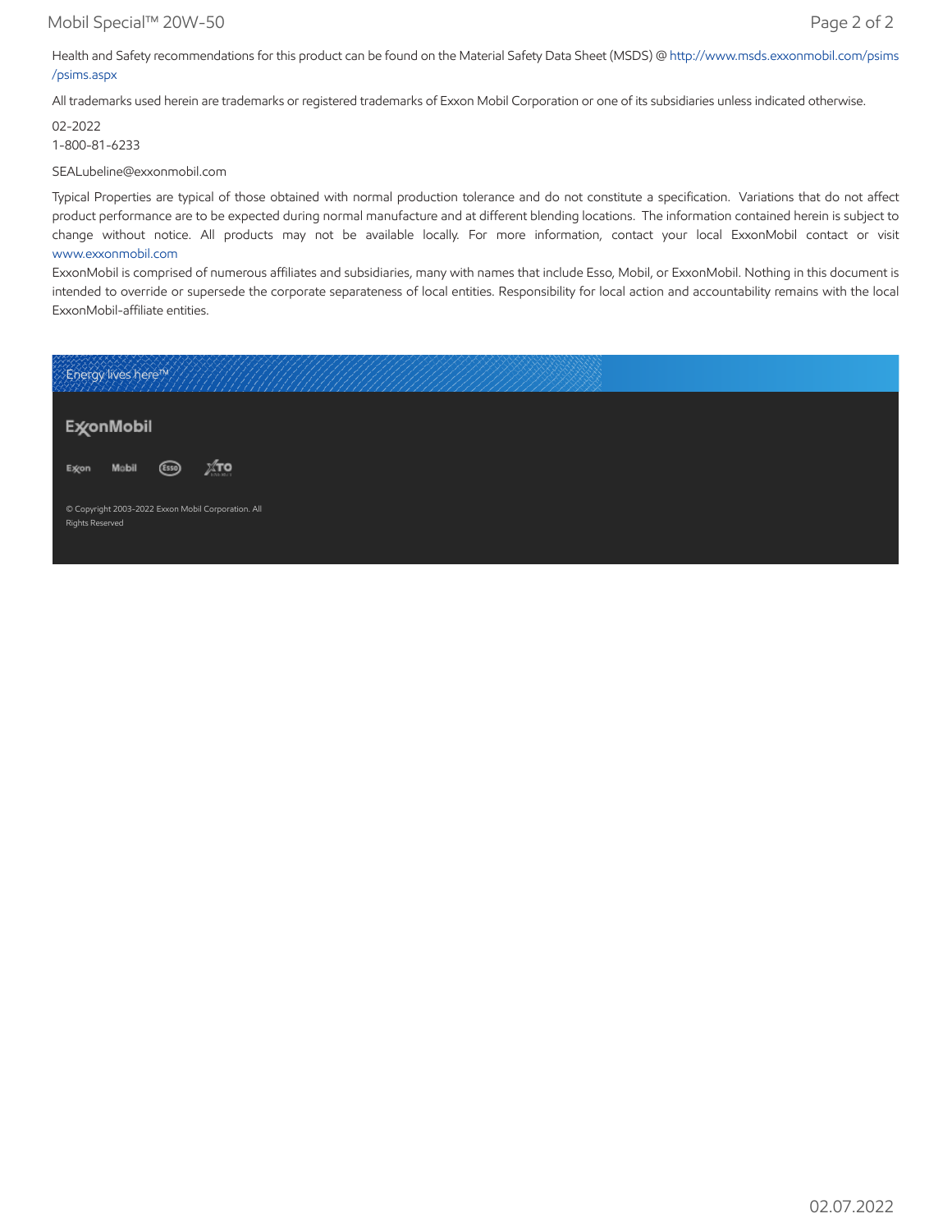Health and Safety recommendations for this product can be found on the Material Safety Data Sheet (MSDS) @ http://www.msds.exxonmobil.com/psims/psims.aspx

All trademarks used herein are trademarks or registered trademarks of Exxon Mobil Corporation or one of its subsidiaries unless indicated otherwise.

02-2022
1-800-81-6233

SEALubeline@exxonmobil.com

Typical Properties are typical of those obtained with normal production tolerance and do not constitute a specification. Variations that do not affect product performance are to be expected during normal manufacture and at different blending locations. The information contained herein is subject to change without notice. All products may not be available locally. For more information, contact your local ExxonMobil contact or visit www.exxonmobil.com

ExxonMobil is comprised of numerous affiliates and subsidiaries, many with names that include Esso, Mobil, or ExxonMobil. Nothing in this document is intended to override or supersede the corporate separateness of local entities. Responsibility for local action and accountability remains with the local ExxonMobil-affiliate entities.

Energy lives here™

ExxonMobil

Exxon Mobil Esso XTO

© Copyright 2003-2022 Exxon Mobil Corporation. All Rights Reserved